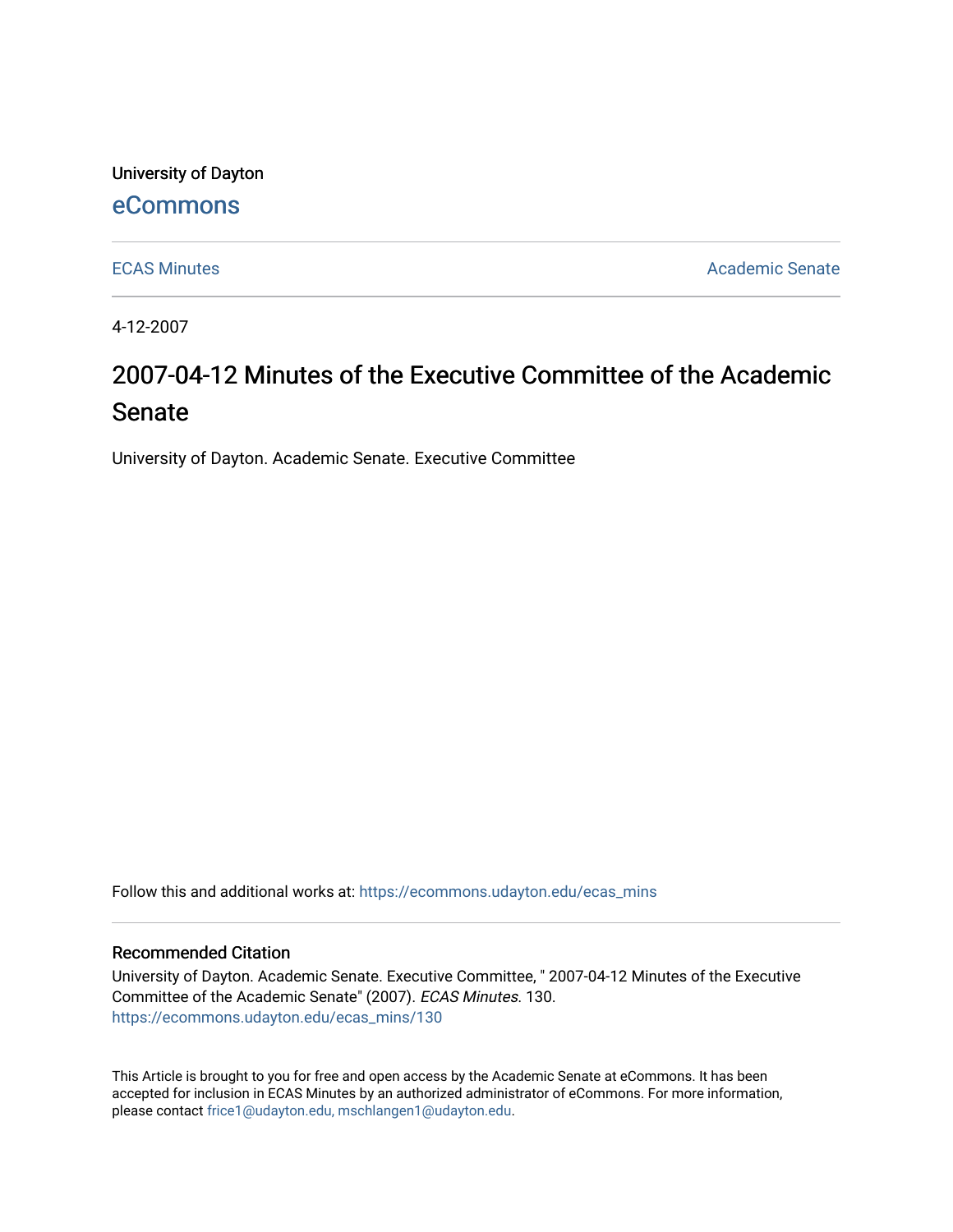University of Dayton

eCommons

ECAS Minutes

Academic Senate

4-12-2007

# 2007-04-12 Minutes of the Executive Committee of the Academic Senate

University of Dayton. Academic Senate. Executive Committee

Follow this and additional works at: https://ecommons.udayton.edu/ecas_mins

## Recommended Citation

University of Dayton. Academic Senate. Executive Committee, " 2007-04-12 Minutes of the Executive Committee of the Academic Senate" (2007). *ECAS Minutes.* 130.
https://ecommons.udayton.edu/ecas_mins/130

This Article is brought to you for free and open access by the Academic Senate at eCommons. It has been accepted for inclusion in ECAS Minutes by an authorized administrator of eCommons. For more information, please contact frice1@udayton.edu, mschlangen1@udayton.edu.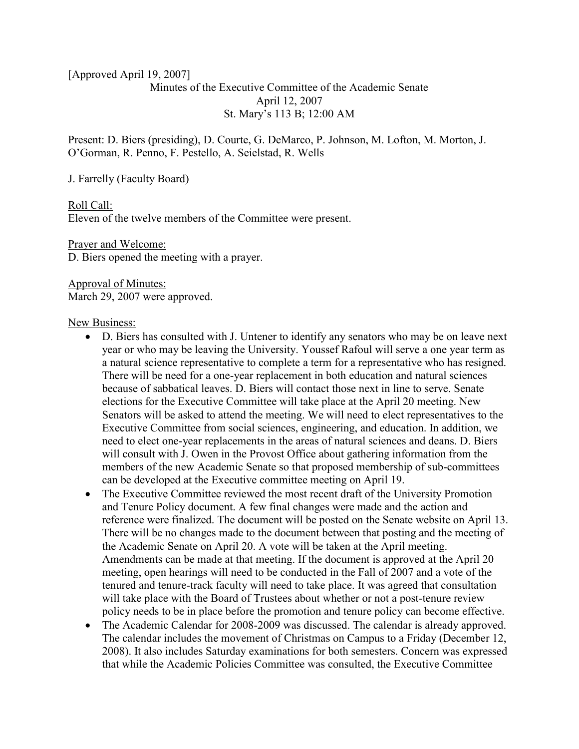[Approved April 19, 2007]

Minutes of the Executive Committee of the Academic Senate
April 12, 2007
St. Mary's 113 B; 12:00 AM

Present: D. Biers (presiding), D. Courte, G. DeMarco, P. Johnson, M. Lofton, M. Morton, J. O'Gorman, R. Penno, F. Pestello, A. Seielstad, R. Wells

J. Farrelly (Faculty Board)

Roll Call:
Eleven of the twelve members of the Committee were present.

Prayer and Welcome:
D. Biers opened the meeting with a prayer.

Approval of Minutes:
March 29, 2007 were approved.

New Business:

- D. Biers has consulted with J. Untener to identify any senators who may be on leave next year or who may be leaving the University. Youssef Rafoul will serve a one year term as a natural science representative to complete a term for a representative who has resigned. There will be need for a one-year replacement in both education and natural sciences because of sabbatical leaves. D. Biers will contact those next in line to serve. Senate elections for the Executive Committee will take place at the April 20 meeting. New Senators will be asked to attend the meeting. We will need to elect representatives to the Executive Committee from social sciences, engineering, and education. In addition, we need to elect one-year replacements in the areas of natural sciences and deans. D. Biers will consult with J. Owen in the Provost Office about gathering information from the members of the new Academic Senate so that proposed membership of sub-committees can be developed at the Executive committee meeting on April 19.
- The Executive Committee reviewed the most recent draft of the University Promotion and Tenure Policy document. A few final changes were made and the action and reference were finalized. The document will be posted on the Senate website on April 13. There will be no changes made to the document between that posting and the meeting of the Academic Senate on April 20. A vote will be taken at the April meeting. Amendments can be made at that meeting. If the document is approved at the April 20 meeting, open hearings will need to be conducted in the Fall of 2007 and a vote of the tenured and tenure-track faculty will need to take place. It was agreed that consultation will take place with the Board of Trustees about whether or not a post-tenure review policy needs to be in place before the promotion and tenure policy can become effective.
- The Academic Calendar for 2008-2009 was discussed. The calendar is already approved. The calendar includes the movement of Christmas on Campus to a Friday (December 12, 2008). It also includes Saturday examinations for both semesters. Concern was expressed that while the Academic Policies Committee was consulted, the Executive Committee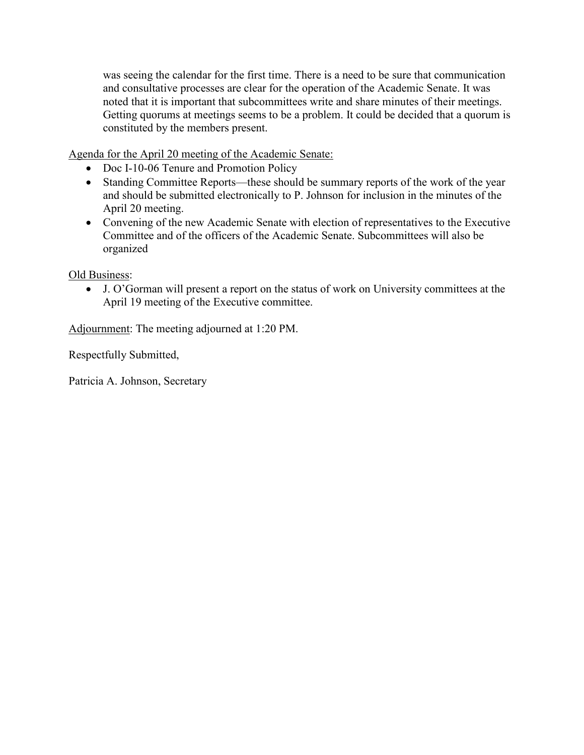was seeing the calendar for the first time. There is a need to be sure that communication and consultative processes are clear for the operation of the Academic Senate. It was noted that it is important that subcommittees write and share minutes of their meetings. Getting quorums at meetings seems to be a problem. It could be decided that a quorum is constituted by the members present.

<u>Agenda for the April 20 meeting of the Academic Senate:</u>

- Doc I-10-06 Tenure and Promotion Policy
- Standing Committee Reports—these should be summary reports of the work of the year and should be submitted electronically to P. Johnson for inclusion in the minutes of the April 20 meeting.
- Convening of the new Academic Senate with election of representatives to the Executive Committee and of the officers of the Academic Senate. Subcommittees will also be organized

<u>Old Business</u>:

- J. O'Gorman will present a report on the status of work on University committees at the April 19 meeting of the Executive committee.

<u>Adjournment</u>: The meeting adjourned at 1:20 PM.

Respectfully Submitted,

Patricia A. Johnson, Secretary